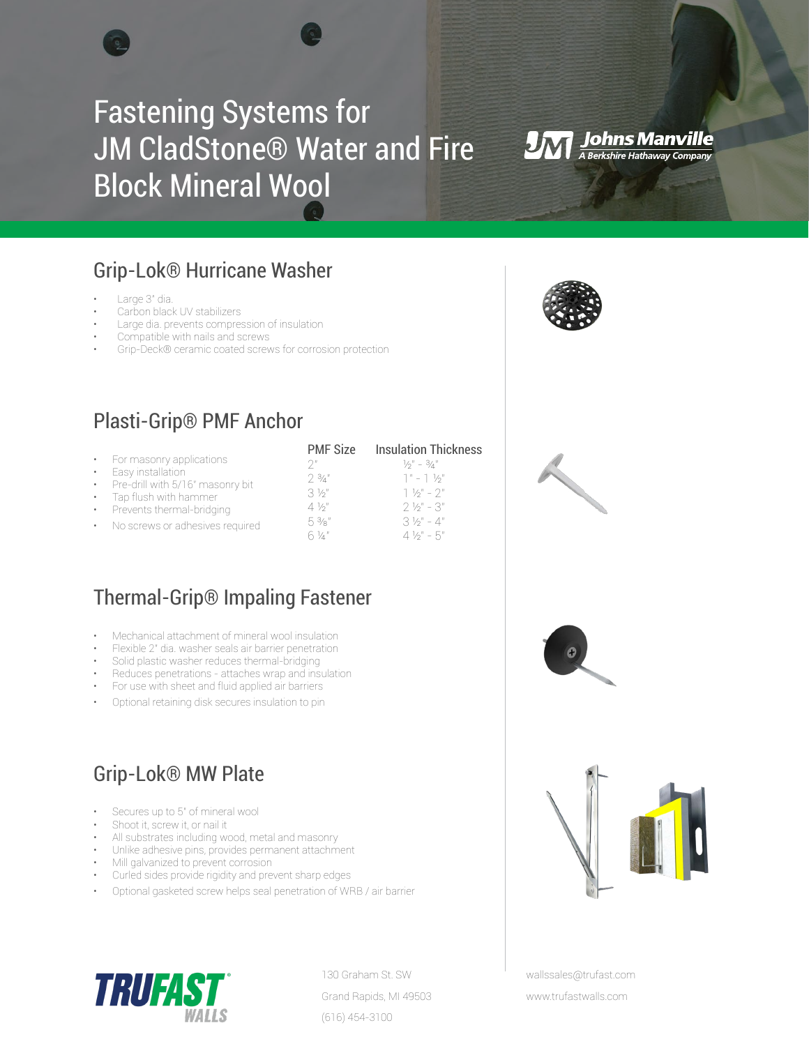# Fastening Systems for JM CladStone® Water and Fire Block Mineral Wool

Johns Manville
*A Berkshire Hathaway Company*

## Grip-Lok® Hurricane Washer

- Large 3" dia.
- Carbon black UV stabilizers
- Large dia. prevents compression of insulation
- Compatible with nails and screws
- Grip-Deck® ceramic coated screws for corrosion protection

## Plasti-Grip® PMF Anchor

- For masonry applications
- Easy installation
- Pre-drill with 5/16" masonry bit
- Tap flush with hammer
- Prevents thermal-bridging
- No screws or adhesives required

| PMF Size | Insulation Thickness |
|---|---|
| 2" | ½" - ¾" |
| 2 ¾" | 1" - 1 ½" |
| 3 ½" | 1 ½" - 2" |
| 4 ½" | 2 ½" - 3" |
| 5 ⅜" | 3 ½" - 4" |
| 6 ¼" | 4 ½" - 5" |

## Thermal-Grip® Impaling Fastener

- Mechanical attachment of mineral wool insulation
- Flexible 2" dia. washer seals air barrier penetration
- Solid plastic washer reduces thermal-bridging
- Reduces penetrations - attaches wrap and insulation
- For use with sheet and fluid applied air barriers
- Optional retaining disk secures insulation to pin

## Grip-Lok® MW Plate

- Secures up to 5" of mineral wool
- Shoot it, screw it, or nail it
- All substrates including wood, metal and masonry
- Unlike adhesive pins, provides permanent attachment
- Mill galvanized to prevent corrosion
- Curled sides provide rigidity and prevent sharp edges
- Optional gasketed screw helps seal penetration of WRB / air barrier

TRUFAST® WALLS

130 Graham St. SW
Grand Rapids, MI 49503
(616) 454-3100

wallssales@trufast.com
www.trufastwalls.com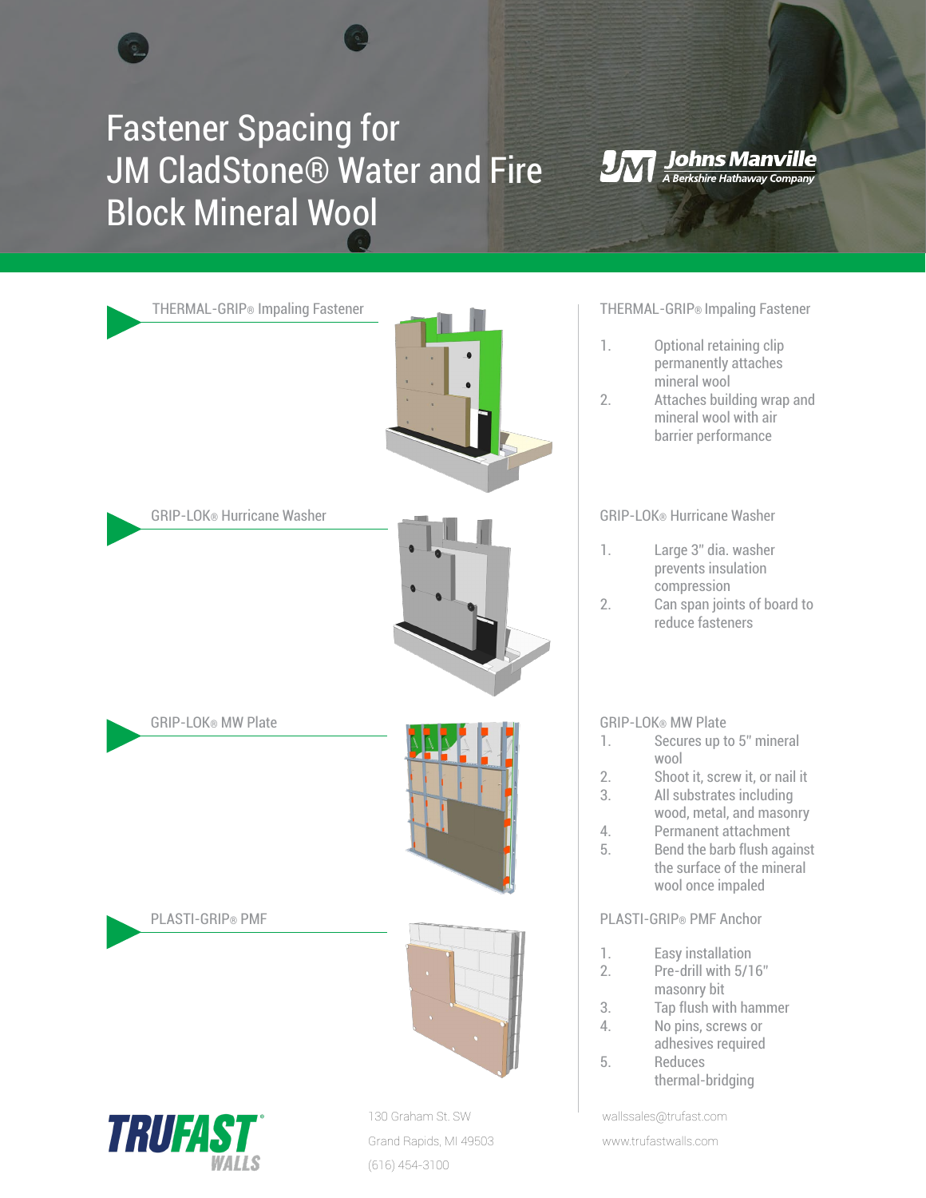# Fastener Spacing for JM CladStone® Water and Fire Block Mineral Wool

Johns Manville
A Berkshire Hathaway Company

THERMAL-GRIP® Impaling Fastener

GRIP-LOK® Hurricane Washer

GRIP-LOK® MW Plate

PLASTI-GRIP® PMF

### THERMAL-GRIP® Impaling Fastener

1. Optional retaining clip permanently attaches mineral wool
2. Attaches building wrap and mineral wool with air barrier performance

### GRIP-LOK® Hurricane Washer

1. Large 3" dia. washer prevents insulation compression
2. Can span joints of board to reduce fasteners

### GRIP-LOK® MW Plate

1. Secures up to 5" mineral wool
2. Shoot it, screw it, or nail it
3. All substrates including wood, metal, and masonry
4. Permanent attachment
5. Bend the barb flush against the surface of the mineral wool once impaled

### PLASTI-GRIP® PMF Anchor

1. Easy installation
2. Pre-drill with 5/16" masonry bit
3. Tap flush with hammer
4. No pins, screws or adhesives required
5. Reduces thermal-bridging

TRUFAST WALLS

130 Graham St. SW
Grand Rapids, MI 49503
(616) 454-3100

wallssales@trufast.com
www.trufastwalls.com